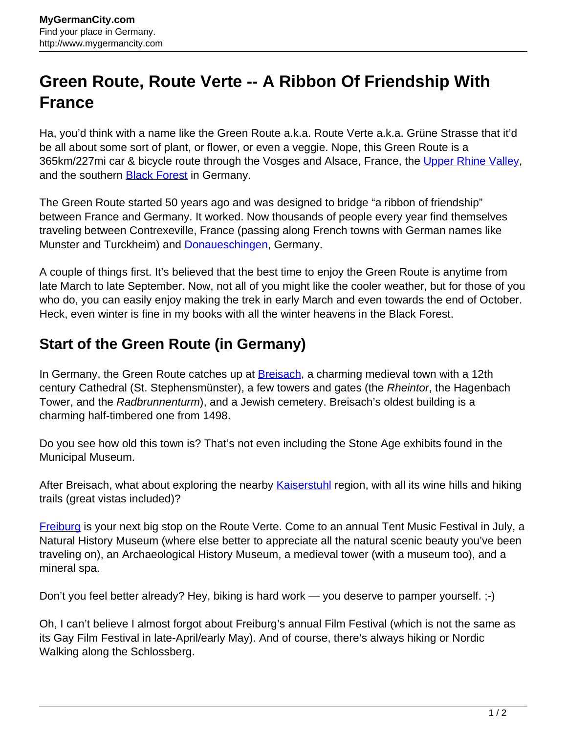# Green Route, Route Verte -- A Ribbon Of Friendship With France

Ha, you'd think with a name like the Green Route a.k.a. Route Verte a.k.a. Grüne Strasse that it'd be all about some sort of plant, or flower, or even a veggie. Nope, this Green Route is a 365km/227mi car & bicycle route through the Vosges and Alsace, France, the Upper Rhine Valley, and the southern Black Forest in Germany.

The Green Route started 50 years ago and was designed to bridge "a ribbon of friendship" between France and Germany. It worked. Now thousands of people every year find themselves traveling between Contrexeville, France (passing along French towns with German names like Munster and Turckheim) and Donaueschingen, Germany.

A couple of things first. It's believed that the best time to enjoy the Green Route is anytime from late March to late September. Now, not all of you might like the cooler weather, but for those of you who do, you can easily enjoy making the trek in early March and even towards the end of October. Heck, even winter is fine in my books with all the winter heavens in the Black Forest.

## Start of the Green Route (in Germany)

In Germany, the Green Route catches up at Breisach, a charming medieval town with a 12th century Cathedral (St. Stephensmünster), a few towers and gates (the *Rheintor*, the Hagenbach Tower, and the *Radbrunnenturm*), and a Jewish cemetery. Breisach's oldest building is a charming half-timbered one from 1498.

Do you see how old this town is? That's not even including the Stone Age exhibits found in the Municipal Museum.

After Breisach, what about exploring the nearby Kaiserstuhl region, with all its wine hills and hiking trails (great vistas included)?

Freiburg is your next big stop on the Route Verte. Come to an annual Tent Music Festival in July, a Natural History Museum (where else better to appreciate all the natural scenic beauty you've been traveling on), an Archaeological History Museum, a medieval tower (with a museum too), and a mineral spa.

Don't you feel better already? Hey, biking is hard work — you deserve to pamper yourself. ;-)

Oh, I can't believe I almost forgot about Freiburg's annual Film Festival (which is not the same as its Gay Film Festival in late-April/early May). And of course, there's always hiking or Nordic Walking along the Schlossberg.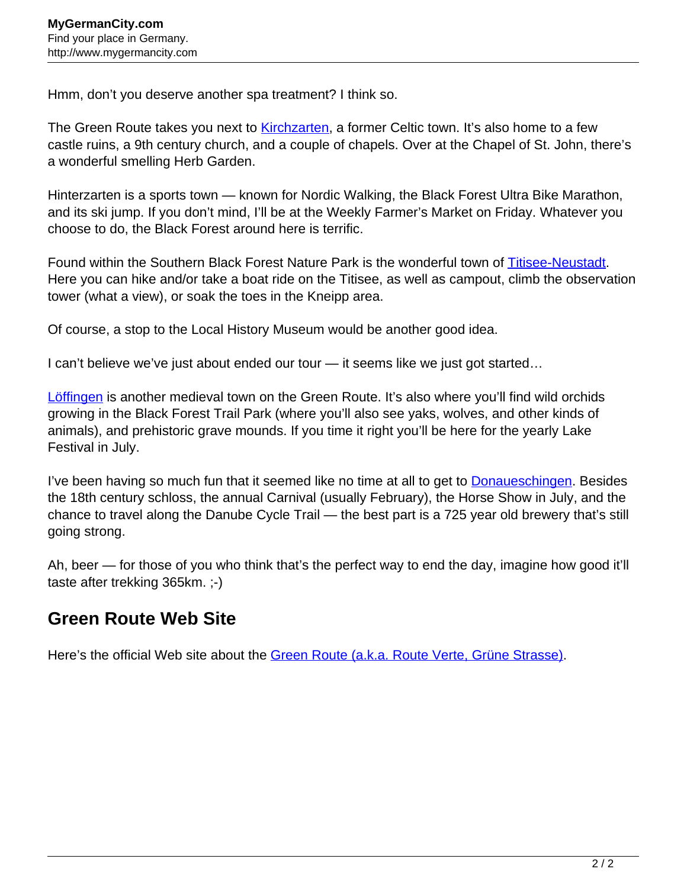Hmm, don't you deserve another spa treatment? I think so.

The Green Route takes you next to [Kirchzarten](), a former Celtic town. It's also home to a few castle ruins, a 9th century church, and a couple of chapels. Over at the Chapel of St. John, there's a wonderful smelling Herb Garden.

Hinterzarten is a sports town — known for Nordic Walking, the Black Forest Ultra Bike Marathon, and its ski jump. If you don't mind, I'll be at the Weekly Farmer's Market on Friday. Whatever you choose to do, the Black Forest around here is terrific.

Found within the Southern Black Forest Nature Park is the wonderful town of Titisee-Neustadt. Here you can hike and/or take a boat ride on the Titisee, as well as campout, climb the observation tower (what a view), or soak the toes in the Kneipp area.

Of course, a stop to the Local History Museum would be another good idea.

I can't believe we've just about ended our tour — it seems like we just got started…

Löffingen is another medieval town on the Green Route. It's also where you'll find wild orchids growing in the Black Forest Trail Park (where you'll also see yaks, wolves, and other kinds of animals), and prehistoric grave mounds. If you time it right you'll be here for the yearly Lake Festival in July.

I've been having so much fun that it seemed like no time at all to get to Donaueschingen. Besides the 18th century schloss, the annual Carnival (usually February), the Horse Show in July, and the chance to travel along the Danube Cycle Trail — the best part is a 725 year old brewery that's still going strong.

Ah, beer — for those of you who think that's the perfect way to end the day, imagine how good it'll taste after trekking 365km. ;-)

## Green Route Web Site

Here's the official Web site about the Green Route (a.k.a. Route Verte, Grüne Strasse).